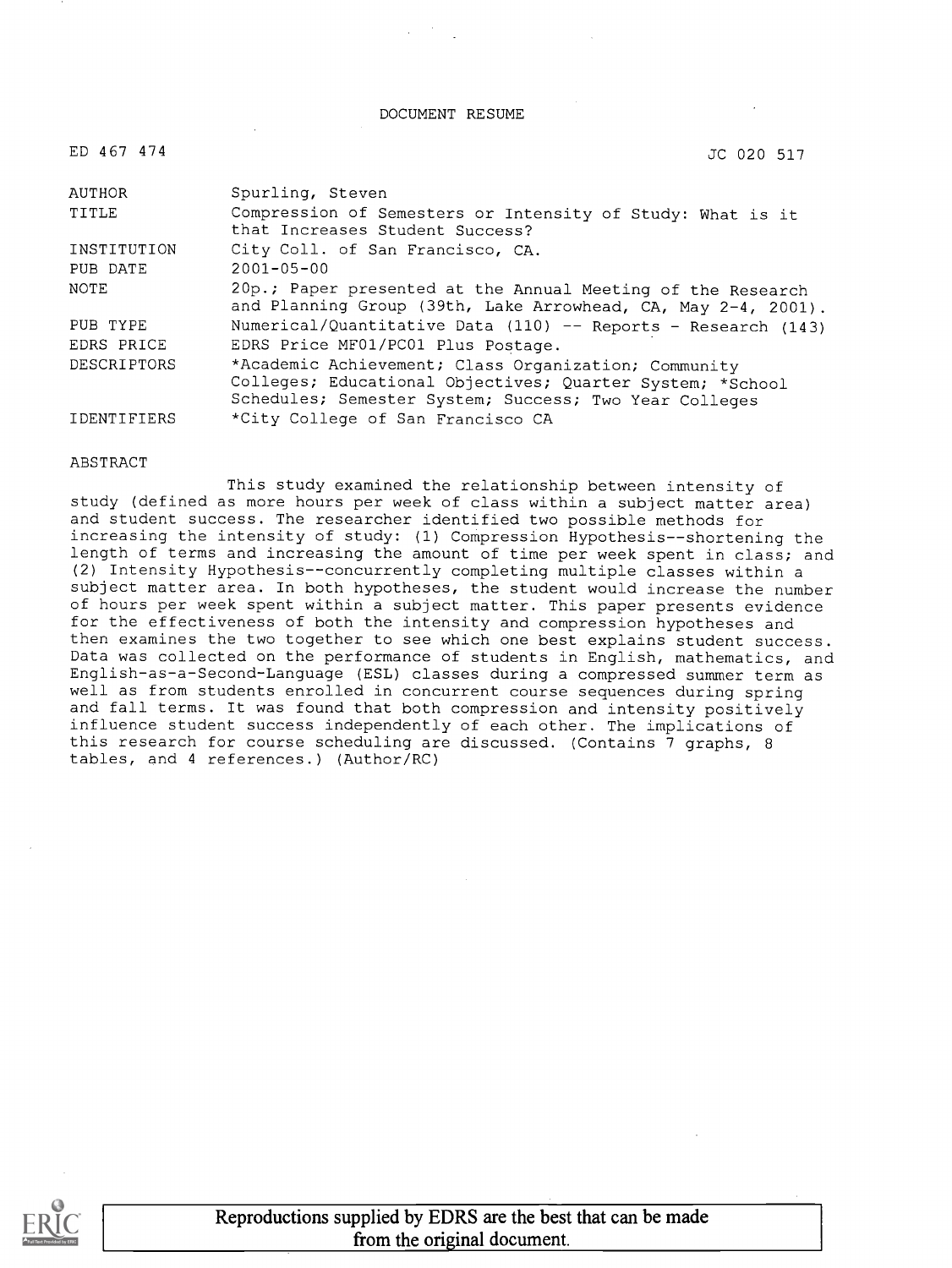DOCUMENT RESUME

ED 467 474 JC 020 517

| | |
|---|---|
| AUTHOR | Spurling, Steven |
| TITLE | Compression of Semesters or Intensity of Study: What is it that Increases Student Success? |
| INSTITUTION | City Coll. of San Francisco, CA. |
| PUB DATE | 2001-05-00 |
| NOTE | 20p.; Paper presented at the Annual Meeting of the Research and Planning Group (39th, Lake Arrowhead, CA, May 2-4, 2001). |
| PUB TYPE | Numerical/Quantitative Data (110) -- Reports - Research (143) |
| EDRS PRICE | EDRS Price MF01/PC01 Plus Postage. |
| DESCRIPTORS | *Academic Achievement; Class Organization; Community Colleges; Educational Objectives; Quarter System; *School Schedules; Semester System; Success; Two Year Colleges |
| IDENTIFIERS | *City College of San Francisco CA |

ABSTRACT

This study examined the relationship between intensity of study (defined as more hours per week of class within a subject matter area) and student success. The researcher identified two possible methods for increasing the intensity of study: (1) Compression Hypothesis--shortening the length of terms and increasing the amount of time per week spent in class; and (2) Intensity Hypothesis--concurrently completing multiple classes within a subject matter area. In both hypotheses, the student would increase the number of hours per week spent within a subject matter. This paper presents evidence for the effectiveness of both the intensity and compression hypotheses and then examines the two together to see which one best explains student success. Data was collected on the performance of students in English, mathematics, and English-as-a-Second-Language (ESL) classes during a compressed summer term as well as from students enrolled in concurrent course sequences during spring and fall terms. It was found that both compression and intensity positively influence student success independently of each other. The implications of this research for course scheduling are discussed. (Contains 7 graphs, 8 tables, and 4 references.) (Author/RC)

Reproductions supplied by EDRS are the best that can be made from the original document.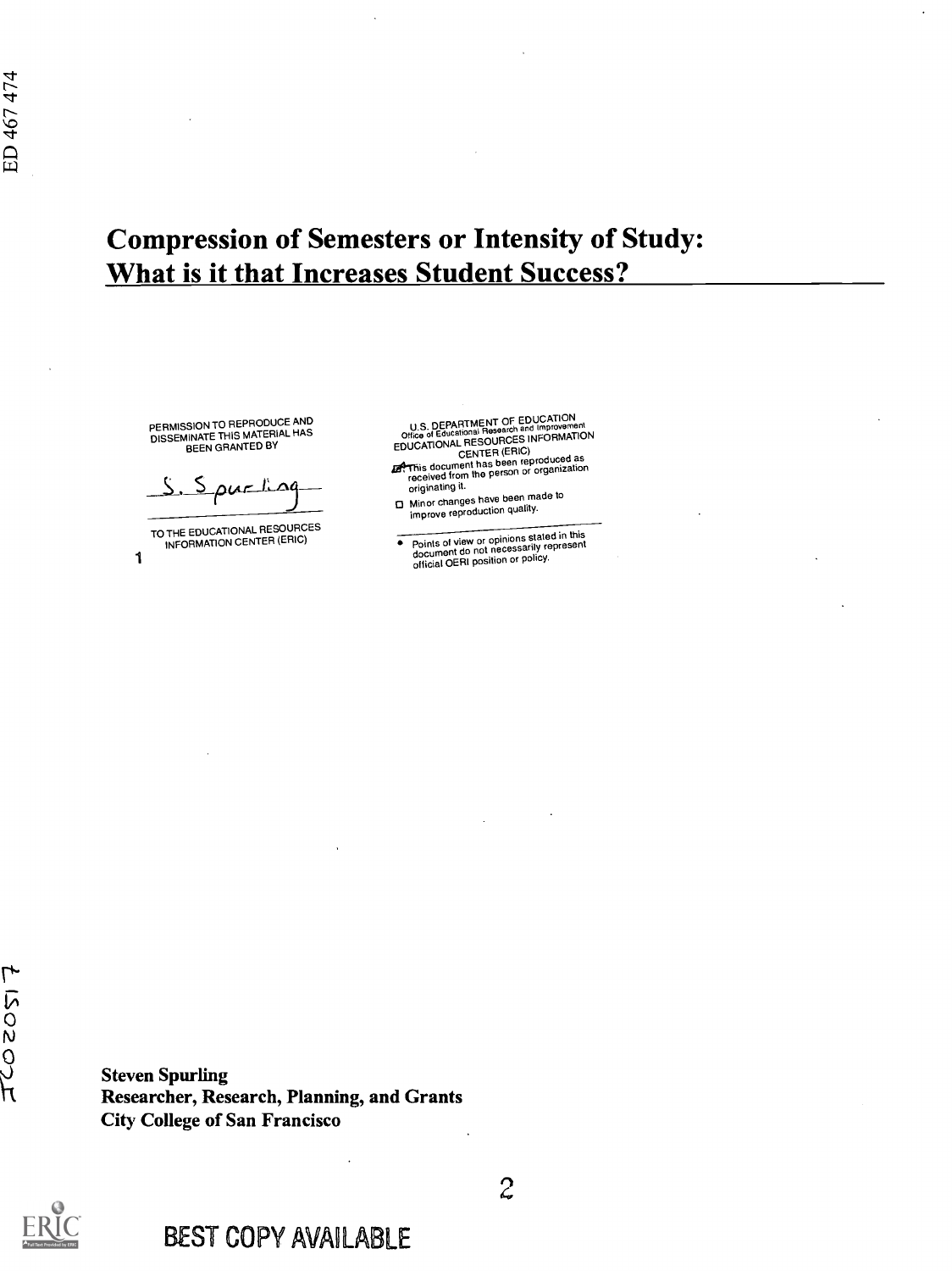# Compression of Semesters or Intensity of Study: What is it that Increases Student Success?

PERMISSION TO REPRODUCE AND DISSEMINATE THIS MATERIAL HAS BEEN GRANTED BY

S. Spurling

TO THE EDUCATIONAL RESOURCES INFORMATION CENTER (ERIC)

1

U.S. DEPARTMENT OF EDUCATION
Office of Educational Research and Improvement
EDUCATIONAL RESOURCES INFORMATION CENTER (ERIC)

- This document has been reproduced as received from the person or organization originating it.
- Minor changes have been made to improve reproduction quality.

- Points of view or opinions stated in this document do not necessarily represent official OERI position or policy.

**Steven Spurling**
**Researcher, Research, Planning, and Grants**
**City College of San Francisco**

BEST COPY AVAILABLE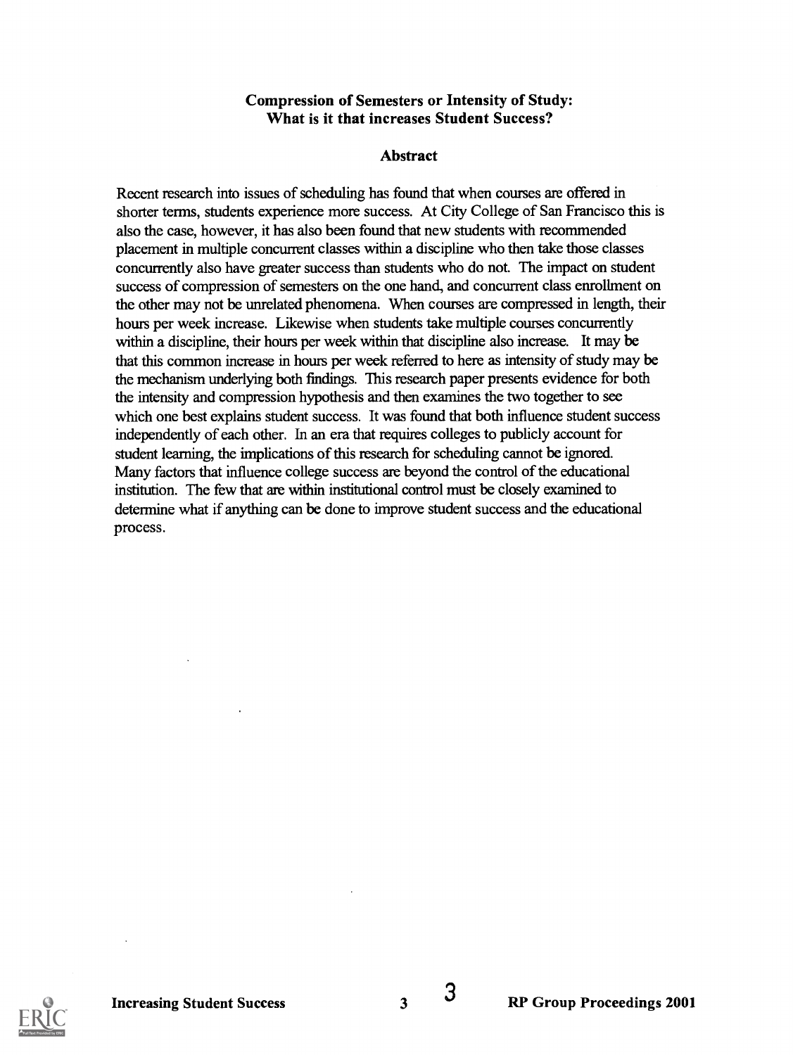**Compression of Semesters or Intensity of Study: What is it that increases Student Success?**

**Abstract**

Recent research into issues of scheduling has found that when courses are offered in shorter terms, students experience more success. At City College of San Francisco this is also the case, however, it has also been found that new students with recommended placement in multiple concurrent classes within a discipline who then take those classes concurrently also have greater success than students who do not. The impact on student success of compression of semesters on the one hand, and concurrent class enrollment on the other may not be unrelated phenomena. When courses are compressed in length, their hours per week increase. Likewise when students take multiple courses concurrently within a discipline, their hours per week within that discipline also increase. It may be that this common increase in hours per week referred to here as intensity of study may be the mechanism underlying both findings. This research paper presents evidence for both the intensity and compression hypothesis and then examines the two together to see which one best explains student success. It was found that both influence student success independently of each other. In an era that requires colleges to publicly account for student learning, the implications of this research for scheduling cannot be ignored. Many factors that influence college success are beyond the control of the educational institution. The few that are within institutional control must be closely examined to determine what if anything can be done to improve student success and the educational process.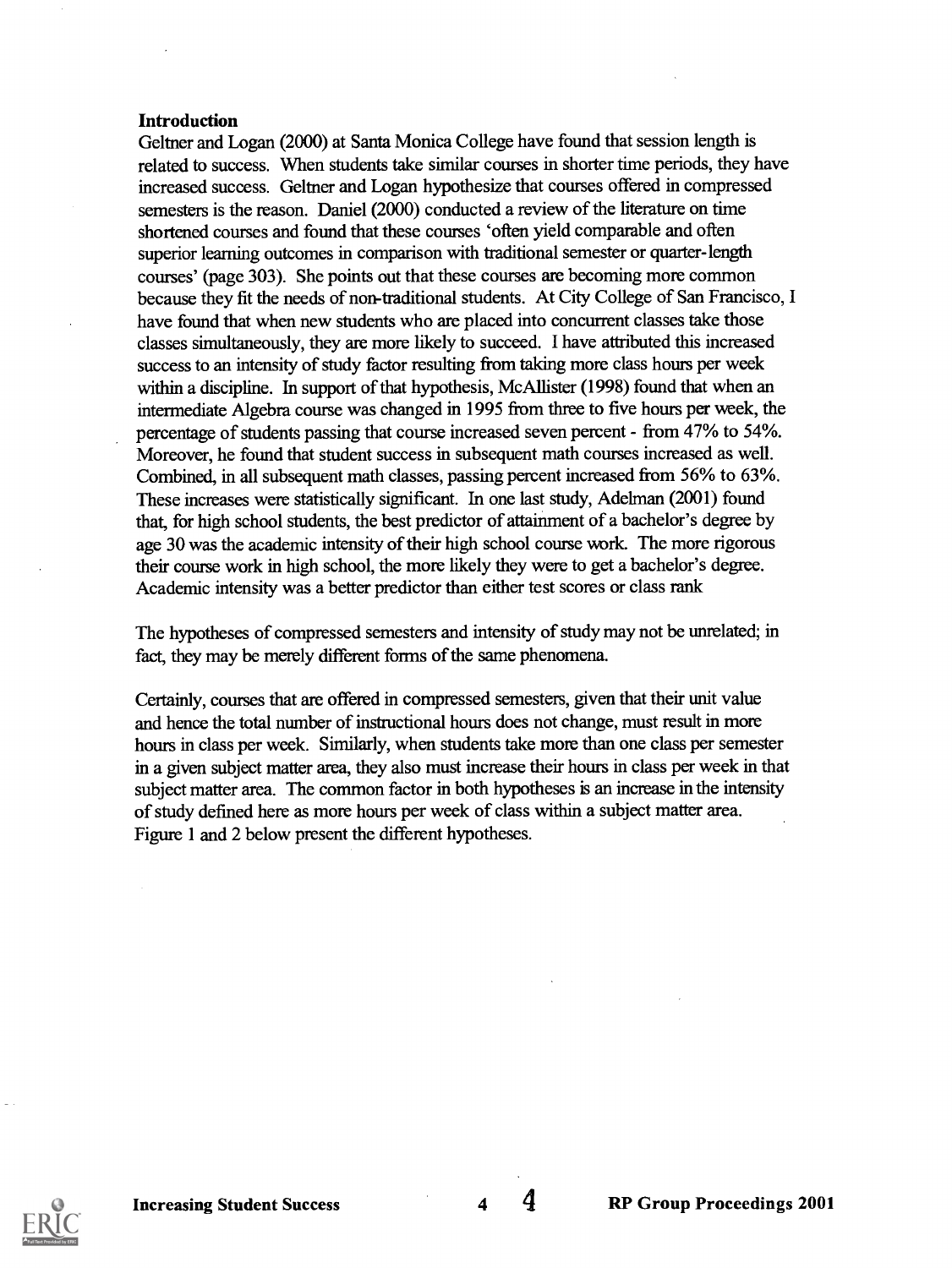## Introduction

Geltner and Logan (2000) at Santa Monica College have found that session length is related to success. When students take similar courses in shorter time periods, they have increased success. Geltner and Logan hypothesize that courses offered in compressed semesters is the reason. Daniel (2000) conducted a review of the literature on time shortened courses and found that these courses 'often yield comparable and often superior learning outcomes in comparison with traditional semester or quarter-length courses' (page 303). She points out that these courses are becoming more common because they fit the needs of non-traditional students. At City College of San Francisco, I have found that when new students who are placed into concurrent classes take those classes simultaneously, they are more likely to succeed. I have attributed this increased success to an intensity of study factor resulting from taking more class hours per week within a discipline. In support of that hypothesis, McAllister (1998) found that when an intermediate Algebra course was changed in 1995 from three to five hours per week, the percentage of students passing that course increased seven percent - from 47% to 54%. Moreover, he found that student success in subsequent math courses increased as well. Combined, in all subsequent math classes, passing percent increased from 56% to 63%. These increases were statistically significant. In one last study, Adelman (2001) found that, for high school students, the best predictor of attainment of a bachelor's degree by age 30 was the academic intensity of their high school course work. The more rigorous their course work in high school, the more likely they were to get a bachelor's degree. Academic intensity was a better predictor than either test scores or class rank

The hypotheses of compressed semesters and intensity of study may not be unrelated; in fact, they may be merely different forms of the same phenomena.

Certainly, courses that are offered in compressed semesters, given that their unit value and hence the total number of instructional hours does not change, must result in more hours in class per week. Similarly, when students take more than one class per semester in a given subject matter area, they also must increase their hours in class per week in that subject matter area. The common factor in both hypotheses is an increase in the intensity of study defined here as more hours per week of class within a subject matter area. Figure 1 and 2 below present the different hypotheses.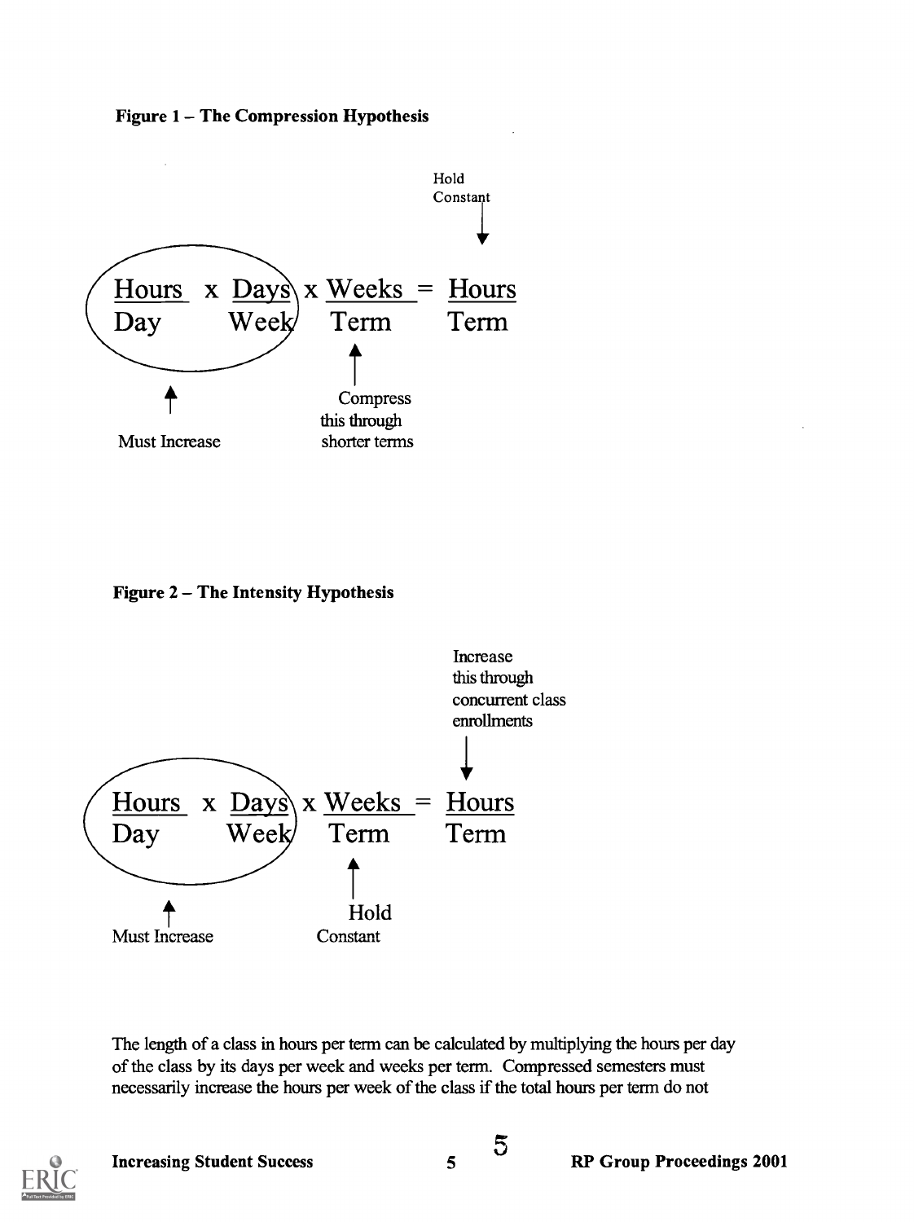**Figure 1 – The Compression Hypothesis**

$$\frac{\text{Hours}}{\text{Day}} \times \frac{\text{Days}}{\text{Week}} \times \frac{\text{Weeks}}{\text{Term}} = \frac{\text{Hours}}{\text{Term}}$$

- Hours/Day × Days/Week: Must Increase
- Weeks/Term: Compress this through shorter terms
- Hours/Term: Hold Constant

**Figure 2 – The Intensity Hypothesis**

$$\frac{\text{Hours}}{\text{Day}} \times \frac{\text{Days}}{\text{Week}} \times \frac{\text{Weeks}}{\text{Term}} = \frac{\text{Hours}}{\text{Term}}$$

- Hours/Day × Days/Week: Must Increase
- Weeks/Term: Hold Constant
- Hours/Term: Increase this through concurrent class enrollments

The length of a class in hours per term can be calculated by multiplying the hours per day of the class by its days per week and weeks per term. Compressed semesters must necessarily increase the hours per week of the class if the total hours per term do not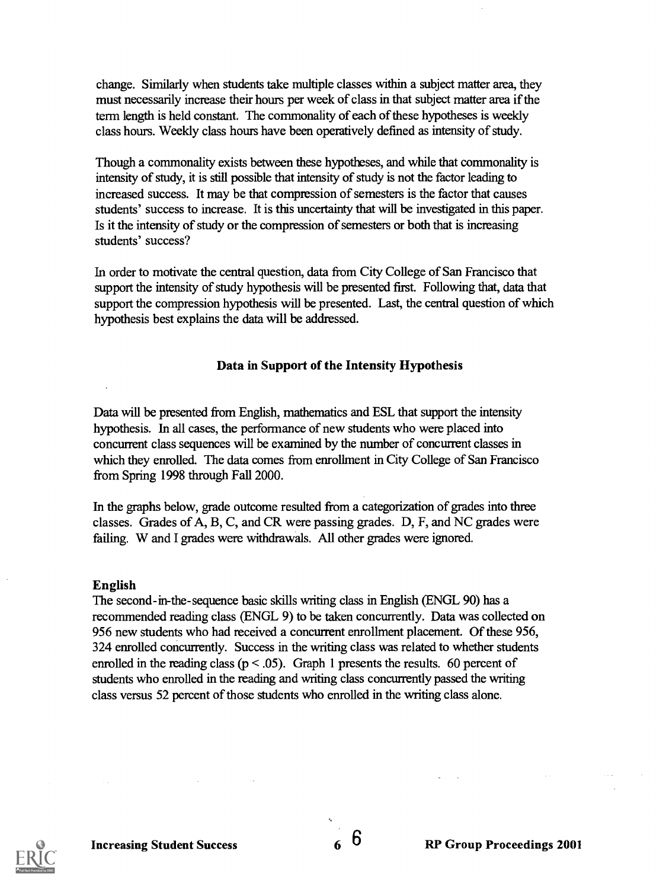change. Similarly when students take multiple classes within a subject matter area, they must necessarily increase their hours per week of class in that subject matter area if the term length is held constant. The commonality of each of these hypotheses is weekly class hours. Weekly class hours have been operatively defined as intensity of study.

Though a commonality exists between these hypotheses, and while that commonality is intensity of study, it is still possible that intensity of study is not the factor leading to increased success. It may be that compression of semesters is the factor that causes students' success to increase. It is this uncertainty that will be investigated in this paper. Is it the intensity of study or the compression of semesters or both that is increasing students' success?

In order to motivate the central question, data from City College of San Francisco that support the intensity of study hypothesis will be presented first. Following that, data that support the compression hypothesis will be presented. Last, the central question of which hypothesis best explains the data will be addressed.

## Data in Support of the Intensity Hypothesis

Data will be presented from English, mathematics and ESL that support the intensity hypothesis. In all cases, the performance of new students who were placed into concurrent class sequences will be examined by the number of concurrent classes in which they enrolled. The data comes from enrollment in City College of San Francisco from Spring 1998 through Fall 2000.

In the graphs below, grade outcome resulted from a categorization of grades into three classes. Grades of A, B, C, and CR were passing grades. D, F, and NC grades were failing. W and I grades were withdrawals. All other grades were ignored.

### English

The second-in-the-sequence basic skills writing class in English (ENGL 90) has a recommended reading class (ENGL 9) to be taken concurrently. Data was collected on 956 new students who had received a concurrent enrollment placement. Of these 956, 324 enrolled concurrently. Success in the writing class was related to whether students enrolled in the reading class ($p < .05$). Graph 1 presents the results. 60 percent of students who enrolled in the reading and writing class concurrently passed the writing class versus 52 percent of those students who enrolled in the writing class alone.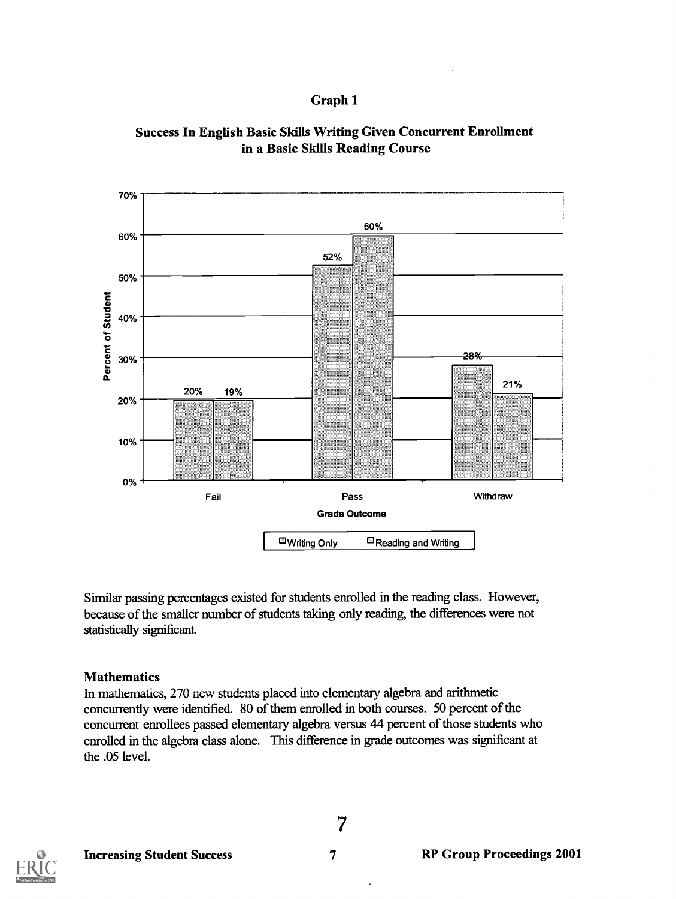### Graph 1

**Success In English Basic Skills Writing Given Concurrent Enrollment in a Basic Skills Reading Course**

| Grade Outcome | Writing Only | Reading and Writing |
|---|---|---|
| Fail | 20% | 19% |
| Pass | 52% | 60% |
| Withdraw | 28% | 21% |

Similar passing percentages existed for students enrolled in the reading class. However, because of the smaller number of students taking only reading, the differences were not statistically significant.

### Mathematics

In mathematics, 270 new students placed into elementary algebra and arithmetic concurrently were identified. 80 of them enrolled in both courses. 50 percent of the concurrent enrollees passed elementary algebra versus 44 percent of those students who enrolled in the algebra class alone. This difference in grade outcomes was significant at the .05 level.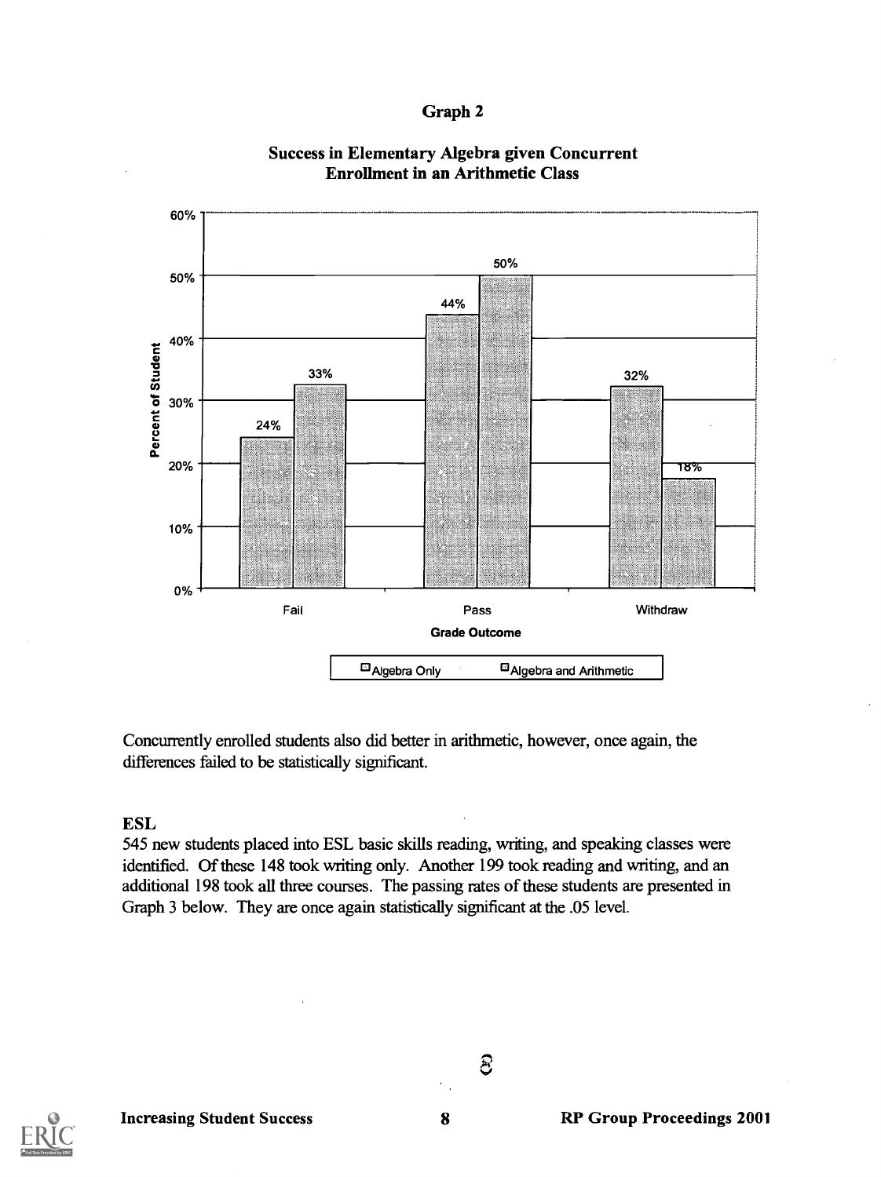## Graph 2

**Success in Elementary Algebra given Concurrent Enrollment in an Arithmetic Class**

| Grade Outcome | Algebra Only | Algebra and Arithmetic |
|---|---|---|
| Fail | 24% | 33% |
| Pass | 44% | 50% |
| Withdraw | 32% | 18% |

Concurrently enrolled students also did better in arithmetic, however, once again, the differences failed to be statistically significant.

### ESL

545 new students placed into ESL basic skills reading, writing, and speaking classes were identified. Of these 148 took writing only. Another 199 took reading and writing, and an additional 198 took all three courses. The passing rates of these students are presented in Graph 3 below. They are once again statistically significant at the .05 level.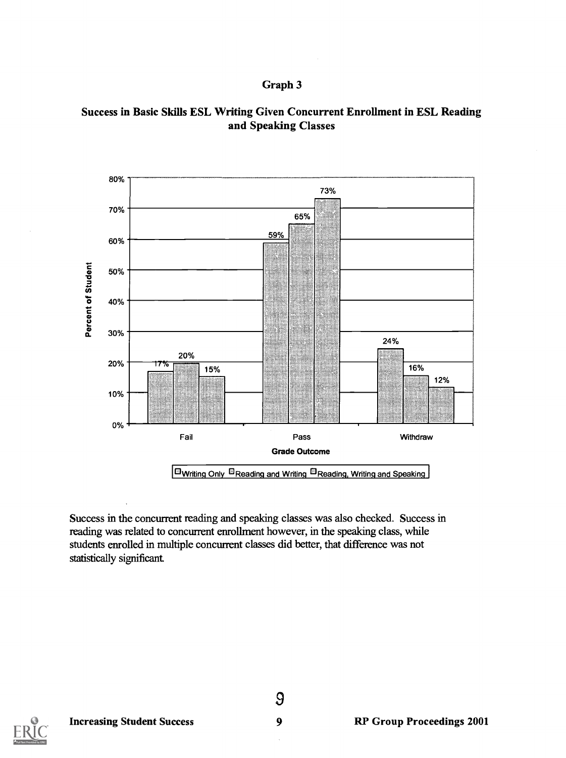## Graph 3

### Success in Basic Skills ESL Writing Given Concurrent Enrollment in ESL Reading and Speaking Classes

| Grade Outcome | Writing Only | Reading and Writing | Reading, Writing and Speaking |
|---|---|---|---|
| Fail | 17% | 20% | 15% |
| Pass | 59% | 65% | 73% |
| Withdraw | 24% | 16% | 12% |

Success in the concurrent reading and speaking classes was also checked. Success in reading was related to concurrent enrollment however, in the speaking class, while students enrolled in multiple concurrent classes did better, that difference was not statistically significant.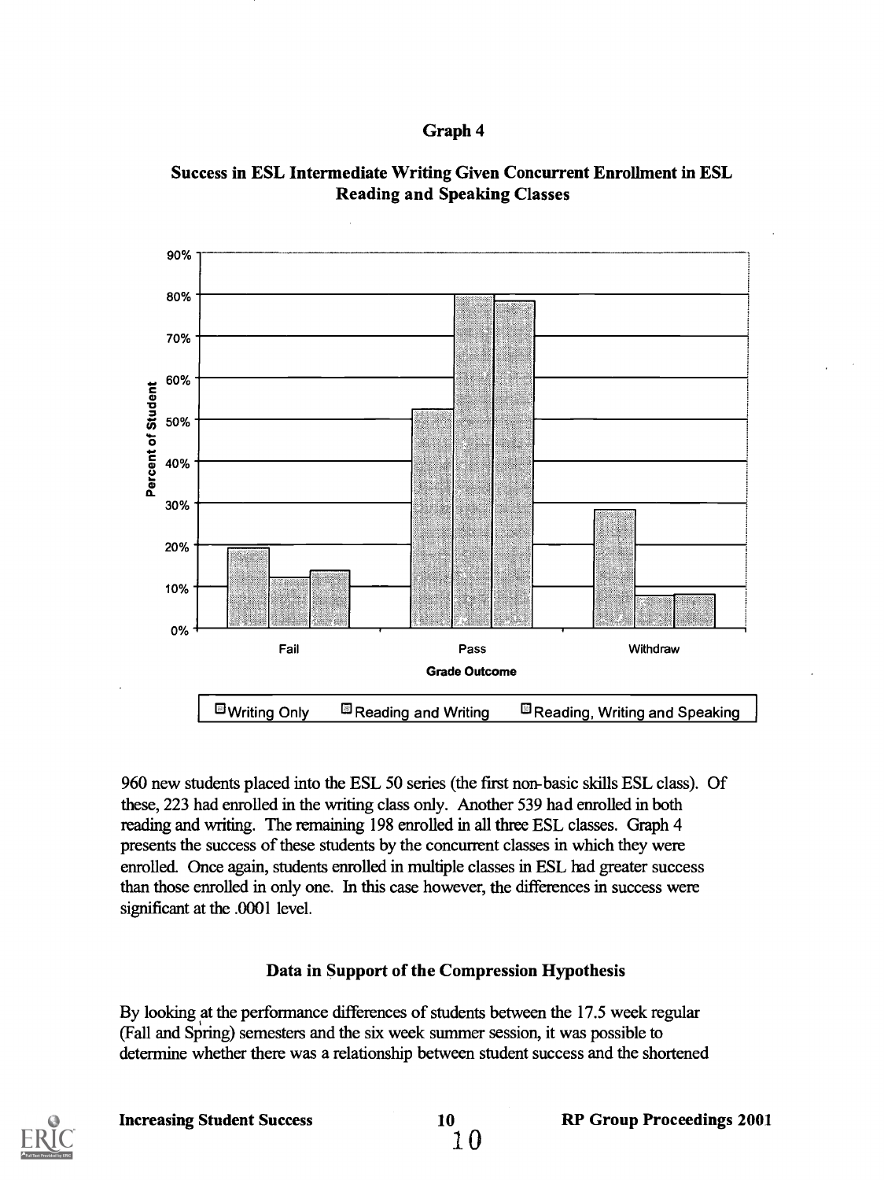## Graph 4

### Success in ESL Intermediate Writing Given Concurrent Enrollment in ESL Reading and Speaking Classes

960 new students placed into the ESL 50 series (the first non-basic skills ESL class). Of these, 223 had enrolled in the writing class only. Another 539 had enrolled in both reading and writing. The remaining 198 enrolled in all three ESL classes. Graph 4 presents the success of these students by the concurrent classes in which they were enrolled. Once again, students enrolled in multiple classes in ESL had greater success than those enrolled in only one. In this case however, the differences in success were significant at the .0001 level.

### Data in Support of the Compression Hypothesis

By looking at the performance differences of students between the 17.5 week regular (Fall and Spring) semesters and the six week summer session, it was possible to determine whether there was a relationship between student success and the shortened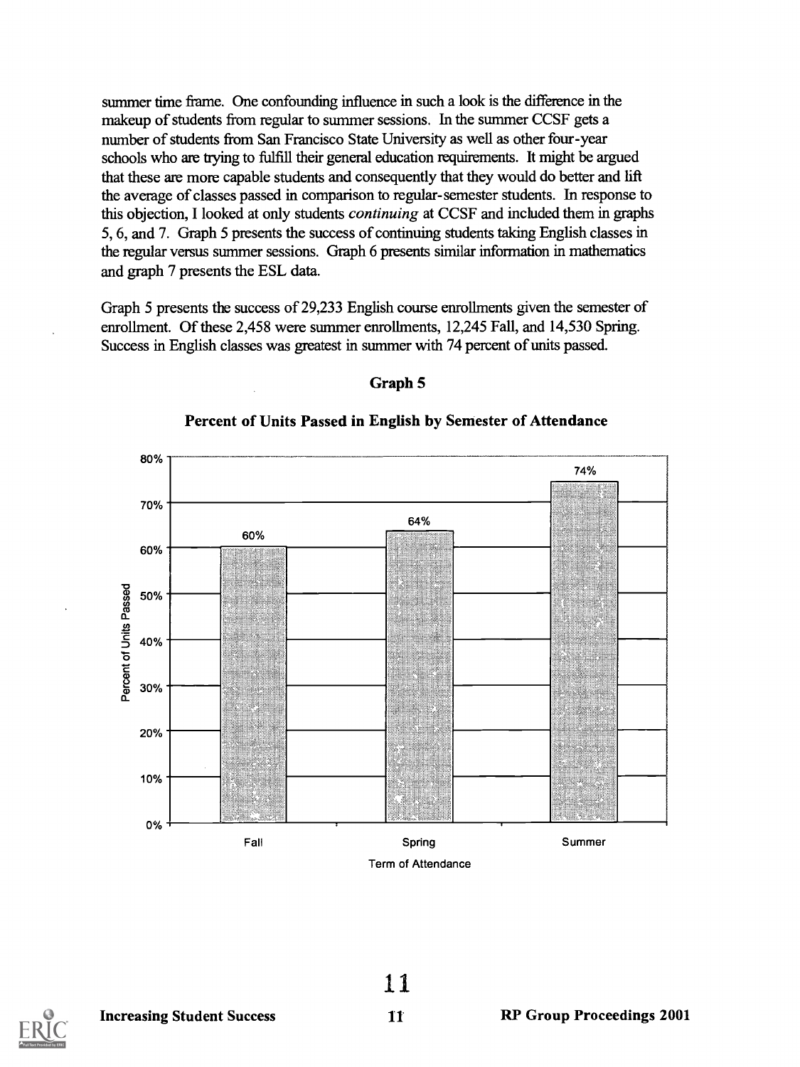summer time frame. One confounding influence in such a look is the difference in the makeup of students from regular to summer sessions. In the summer CCSF gets a number of students from San Francisco State University as well as other four-year schools who are trying to fulfill their general education requirements. It might be argued that these are more capable students and consequently that they would do better and lift the average of classes passed in comparison to regular-semester students. In response to this objection, I looked at only students *continuing* at CCSF and included them in graphs 5, 6, and 7. Graph 5 presents the success of continuing students taking English classes in the regular versus summer sessions. Graph 6 presents similar information in mathematics and graph 7 presents the ESL data.

Graph 5 presents the success of 29,233 English course enrollments given the semester of enrollment. Of these 2,458 were summer enrollments, 12,245 Fall, and 14,530 Spring. Success in English classes was greatest in summer with 74 percent of units passed.

**Graph 5**

**Percent of Units Passed in English by Semester of Attendance**

| Term of Attendance | Percent of Units Passed |
|---|---|
| Fall | 60% |
| Spring | 64% |
| Summer | 74% |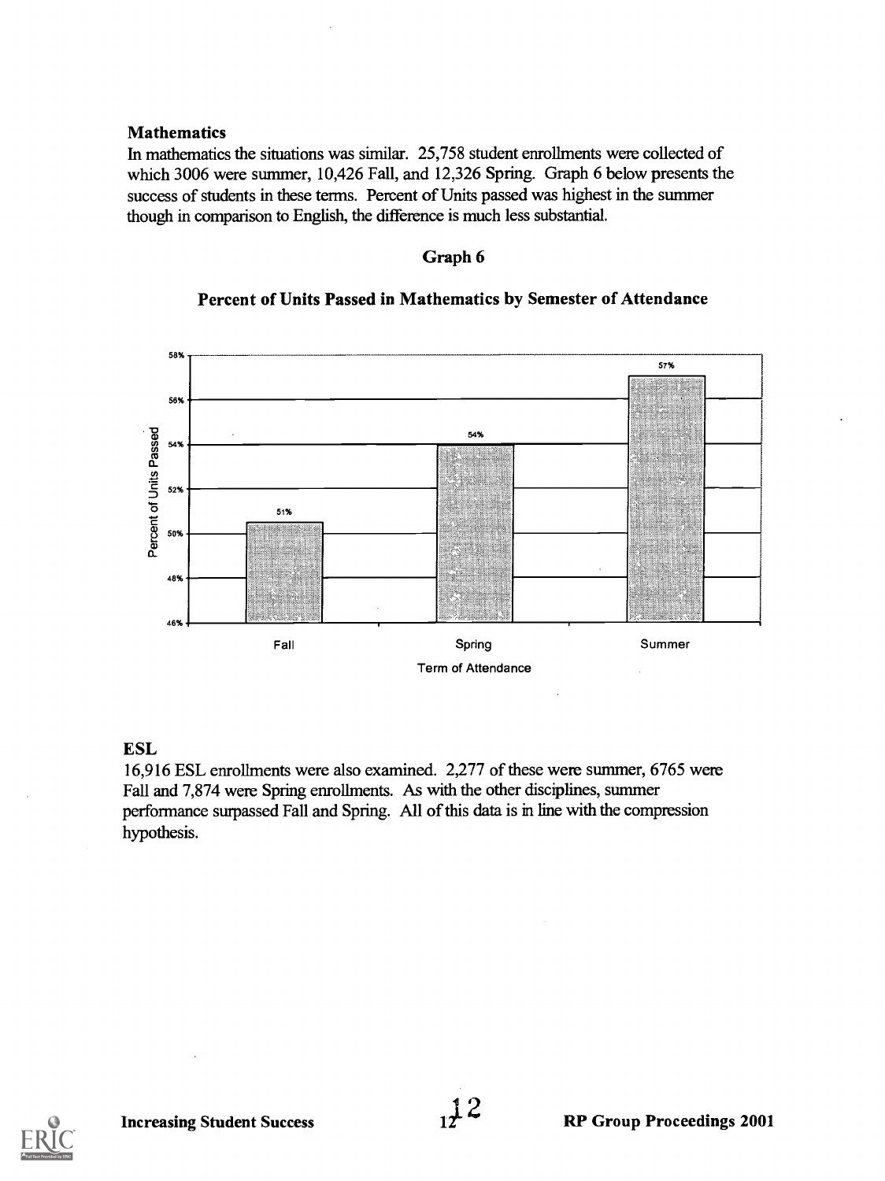**Mathematics**

In mathematics the situations was similar. 25,758 student enrollments were collected of which 3006 were summer, 10,426 Fall, and 12,326 Spring. Graph 6 below presents the success of students in these terms. Percent of Units passed was highest in the summer though in comparison to English, the difference is much less substantial.

**Graph 6**

**Percent of Units Passed in Mathematics by Semester of Attendance**

| Term of Attendance | Percent of Units Passed |
| --- | --- |
| Fall | 51% |
| Spring | 54% |
| Summer | 57% |

**ESL**

16,916 ESL enrollments were also examined. 2,277 of these were summer, 6765 were Fall and 7,874 were Spring enrollments. As with the other disciplines, summer performance surpassed Fall and Spring. All of this data is in line with the compression hypothesis.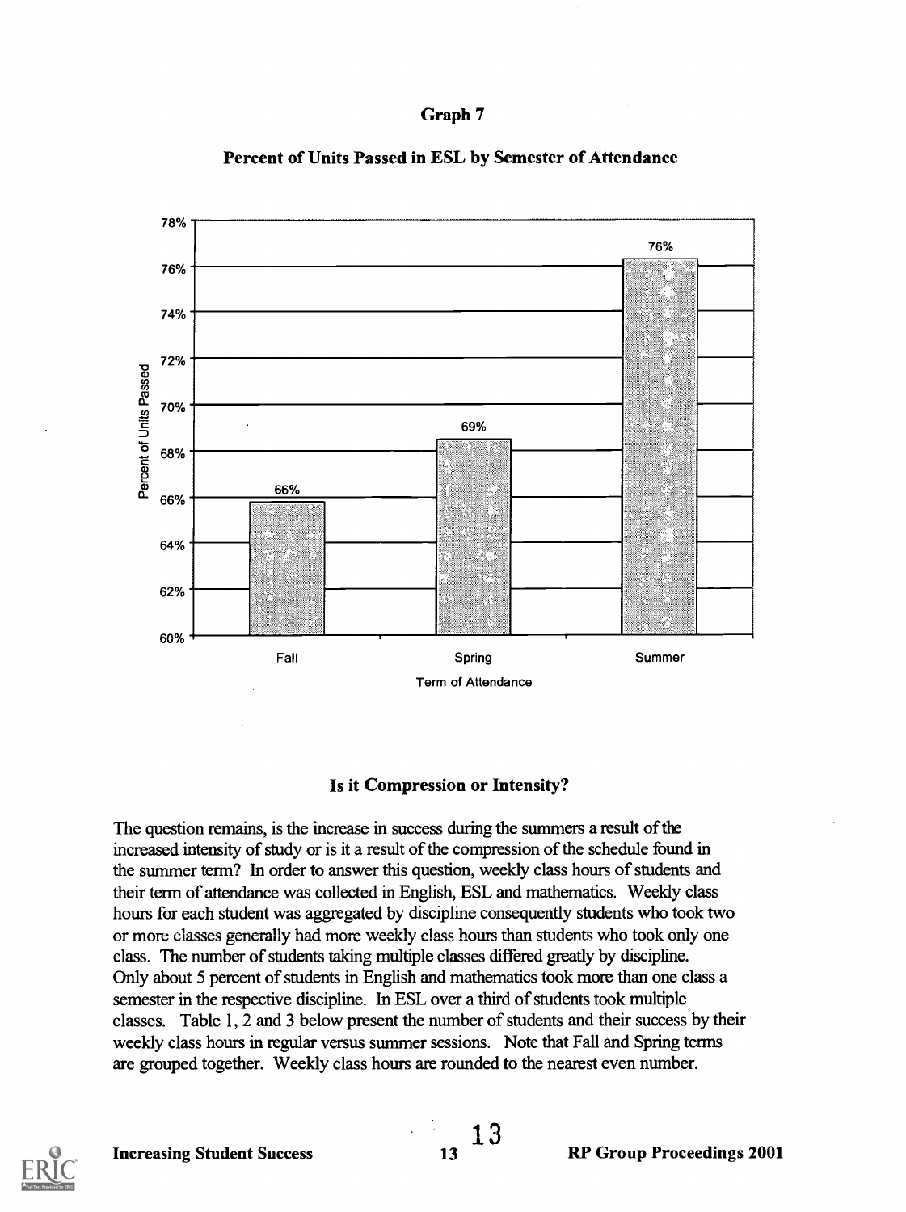## Graph 7

### Percent of Units Passed in ESL by Semester of Attendance

| Term of Attendance | Percent of Units Passed |
|---|---|
| Fall | 66% |
| Spring | 69% |
| Summer | 76% |

### Is it Compression or Intensity?

The question remains, is the increase in success during the summers a result of the increased intensity of study or is it a result of the compression of the schedule found in the summer term? In order to answer this question, weekly class hours of students and their term of attendance was collected in English, ESL and mathematics. Weekly class hours for each student was aggregated by discipline consequently students who took two or more classes generally had more weekly class hours than students who took only one class. The number of students taking multiple classes differed greatly by discipline. Only about 5 percent of students in English and mathematics took more than one class a semester in the respective discipline. In ESL over a third of students took multiple classes. Table 1, 2 and 3 below present the number of students and their success by their weekly class hours in regular versus summer sessions. Note that Fall and Spring terms are grouped together. Weekly class hours are rounded to the nearest even number.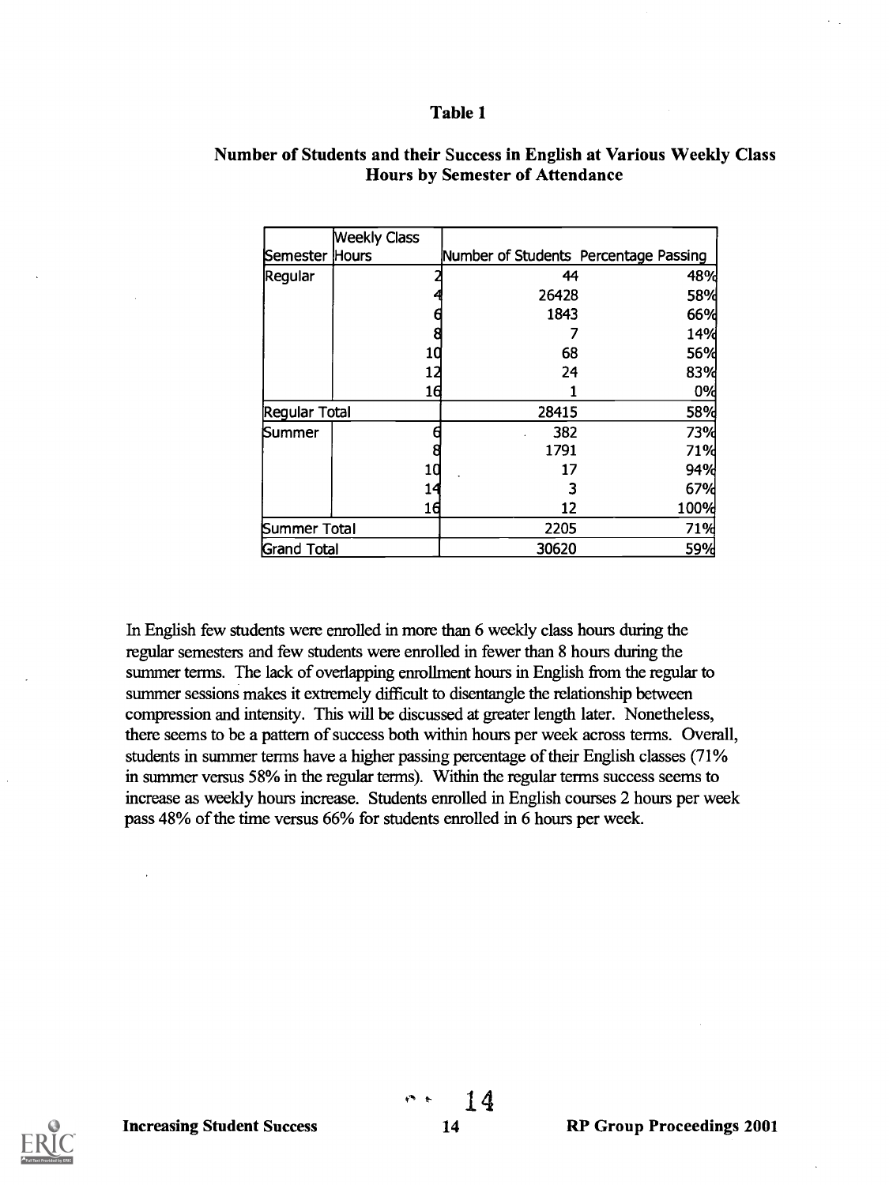**Table 1**

**Number of Students and their Success in English at Various Weekly Class Hours by Semester of Attendance**

| Semester | Weekly Class Hours | Number of Students | Percentage Passing |
|---|---|---|---|
| Regular | 2 | 44 | 48% |
| | 4 | 26428 | 58% |
| | 6 | 1843 | 66% |
| | 8 | 7 | 14% |
| | 10 | 68 | 56% |
| | 12 | 24 | 83% |
| | 16 | 1 | 0% |
| Regular Total | | 28415 | 58% |
| Summer | 6 | 382 | 73% |
| | 8 | 1791 | 71% |
| | 10 | 17 | 94% |
| | 14 | 3 | 67% |
| | 16 | 12 | 100% |
| Summer Total | | 2205 | 71% |
| Grand Total | | 30620 | 59% |

In English few students were enrolled in more than 6 weekly class hours during the regular semesters and few students were enrolled in fewer than 8 hours during the summer terms. The lack of overlapping enrollment hours in English from the regular to summer sessions makes it extremely difficult to disentangle the relationship between compression and intensity. This will be discussed at greater length later. Nonetheless, there seems to be a pattern of success both within hours per week across terms. Overall, students in summer terms have a higher passing percentage of their English classes (71% in summer versus 58% in the regular terms). Within the regular terms success seems to increase as weekly hours increase. Students enrolled in English courses 2 hours per week pass 48% of the time versus 66% for students enrolled in 6 hours per week.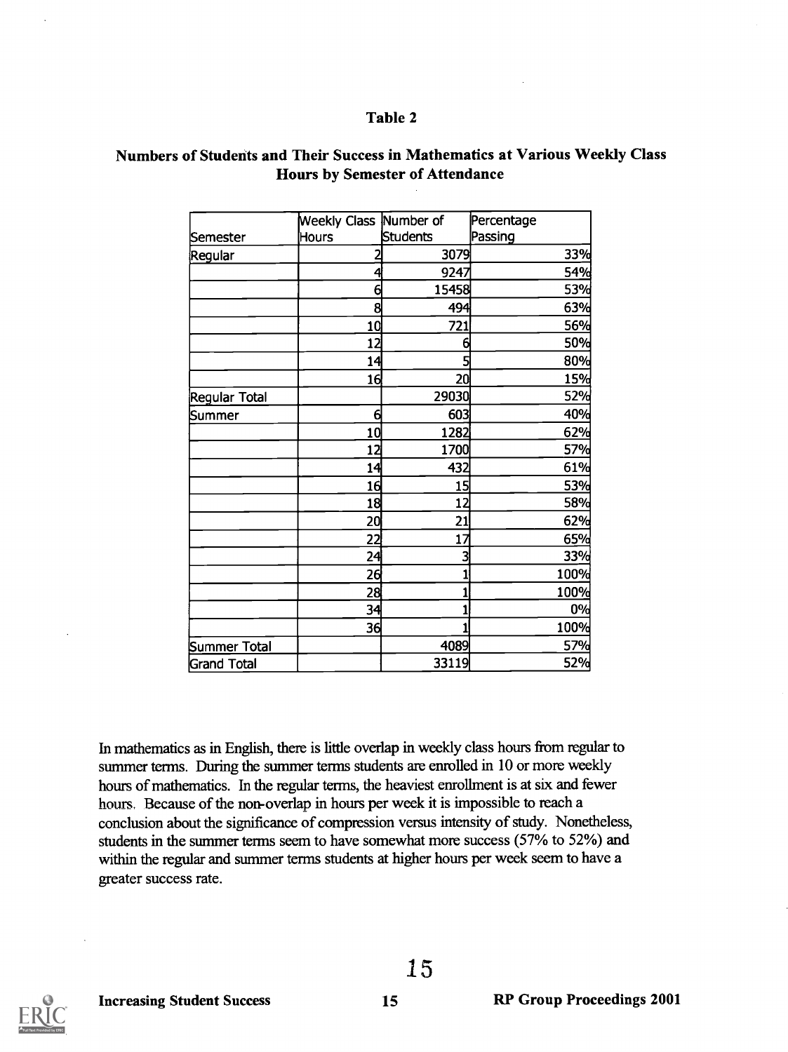**Table 2**

**Numbers of Students and Their Success in Mathematics at Various Weekly Class Hours by Semester of Attendance**

| Semester | Weekly Class Hours | Number of Students | Percentage Passing |
|---|---|---|---|
| Regular | 2 | 3079 | 33% |
| | 4 | 9247 | 54% |
| | 6 | 15458 | 53% |
| | 8 | 494 | 63% |
| | 10 | 721 | 56% |
| | 12 | 6 | 50% |
| | 14 | 5 | 80% |
| | 16 | 20 | 15% |
| Regular Total | | 29030 | 52% |
| Summer | 6 | 603 | 40% |
| | 10 | 1282 | 62% |
| | 12 | 1700 | 57% |
| | 14 | 432 | 61% |
| | 16 | 15 | 53% |
| | 18 | 12 | 58% |
| | 20 | 21 | 62% |
| | 22 | 17 | 65% |
| | 24 | 3 | 33% |
| | 26 | 1 | 100% |
| | 28 | 1 | 100% |
| | 34 | 1 | 0% |
| | 36 | 1 | 100% |
| Summer Total | | 4089 | 57% |
| Grand Total | | 33119 | 52% |

In mathematics as in English, there is little overlap in weekly class hours from regular to summer terms. During the summer terms students are enrolled in 10 or more weekly hours of mathematics. In the regular terms, the heaviest enrollment is at six and fewer hours. Because of the non-overlap in hours per week it is impossible to reach a conclusion about the significance of compression versus intensity of study. Nonetheless, students in the summer terms seem to have somewhat more success (57% to 52%) and within the regular and summer terms students at higher hours per week seem to have a greater success rate.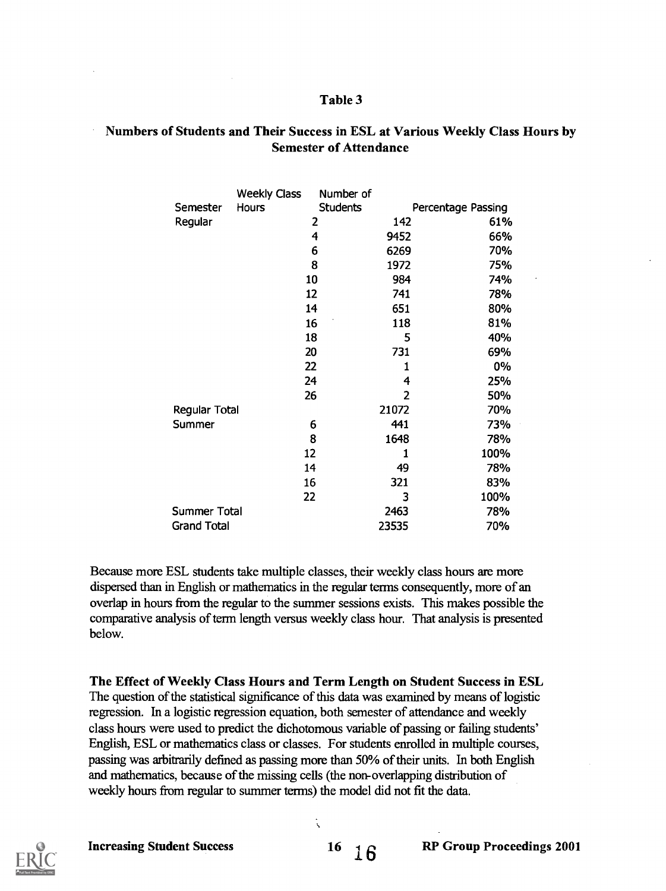### Table 3

### Numbers of Students and Their Success in ESL at Various Weekly Class Hours by Semester of Attendance

| Semester | Weekly Class Hours | Number of Students | Percentage Passing |
|---|---|---|---|
| Regular | 2 | 142 | 61% |
| | 4 | 9452 | 66% |
| | 6 | 6269 | 70% |
| | 8 | 1972 | 75% |
| | 10 | 984 | 74% |
| | 12 | 741 | 78% |
| | 14 | 651 | 80% |
| | 16 | 118 | 81% |
| | 18 | 5 | 40% |
| | 20 | 731 | 69% |
| | 22 | 1 | 0% |
| | 24 | 4 | 25% |
| | 26 | 2 | 50% |
| Regular Total | | 21072 | 70% |
| Summer | 6 | 441 | 73% |
| | 8 | 1648 | 78% |
| | 12 | 1 | 100% |
| | 14 | 49 | 78% |
| | 16 | 321 | 83% |
| | 22 | 3 | 100% |
| Summer Total | | 2463 | 78% |
| Grand Total | | 23535 | 70% |

Because more ESL students take multiple classes, their weekly class hours are more dispersed than in English or mathematics in the regular terms consequently, more of an overlap in hours from the regular to the summer sessions exists. This makes possible the comparative analysis of term length versus weekly class hour. That analysis is presented below.

**The Effect of Weekly Class Hours and Term Length on Student Success in ESL**

The question of the statistical significance of this data was examined by means of logistic regression. In a logistic regression equation, both semester of attendance and weekly class hours were used to predict the dichotomous variable of passing or failing students' English, ESL or mathematics class or classes. For students enrolled in multiple courses, passing was arbitrarily defined as passing more than 50% of their units. In both English and mathematics, because of the missing cells (the non-overlapping distribution of weekly hours from regular to summer terms) the model did not fit the data.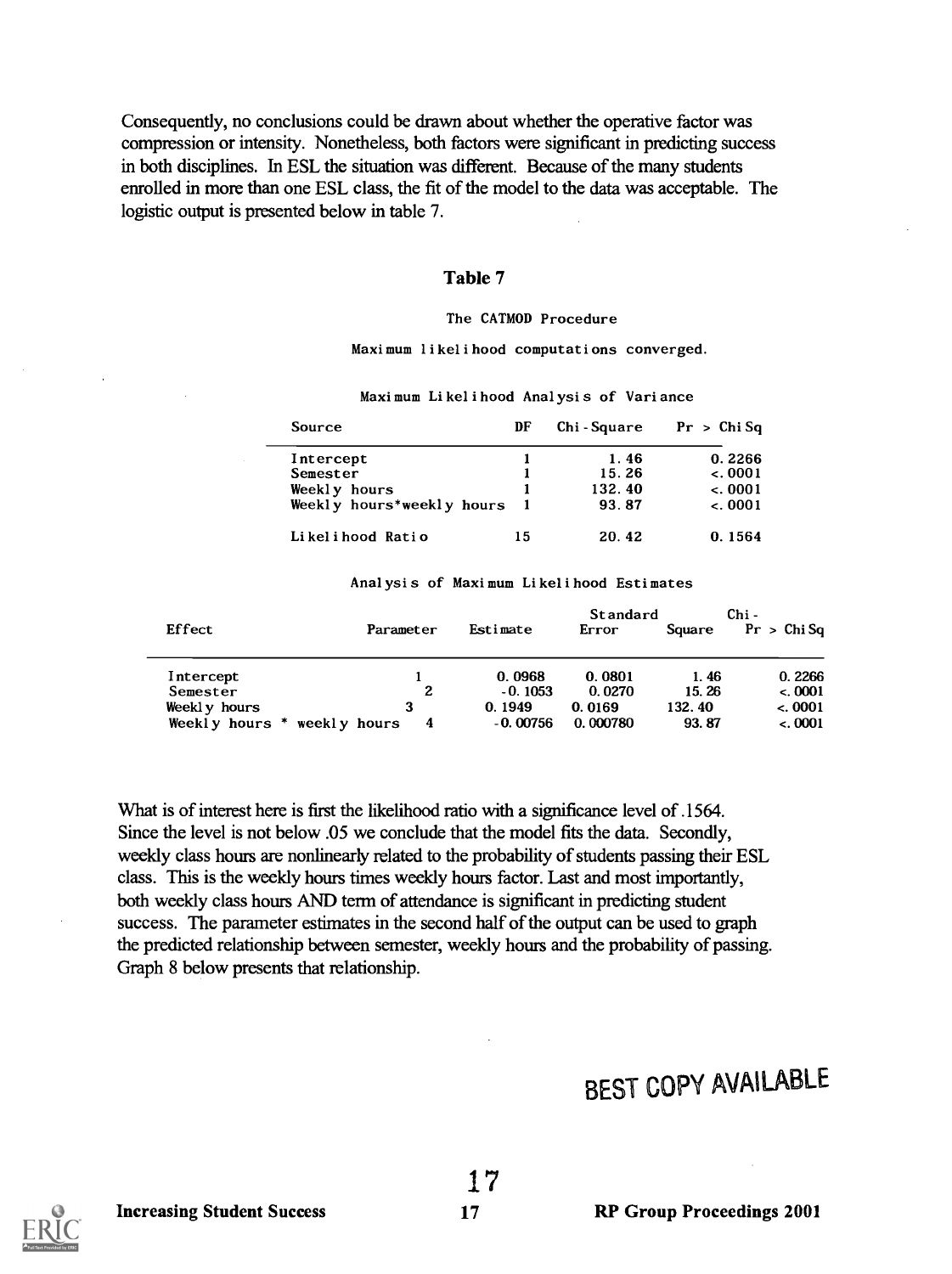Consequently, no conclusions could be drawn about whether the operative factor was compression or intensity. Nonetheless, both factors were significant in predicting success in both disciplines. In ESL the situation was different. Because of the many students enrolled in more than one ESL class, the fit of the model to the data was acceptable. The logistic output is presented below in table 7.

**Table 7**

The CATMOD Procedure

Maximum likelihood computations converged.

Maximum Likelihood Analysis of Variance

| Source | DF | Chi-Square | Pr > ChiSq |
|---|---|---|---|
| Intercept | 1 | 1.46 | 0.2266 |
| Semester | 1 | 15.26 | <.0001 |
| Weekly hours | 1 | 132.40 | <.0001 |
| Weekly hours*weekly hours | 1 | 93.87 | <.0001 |
| Likelihood Ratio | 15 | 20.42 | 0.1564 |

Analysis of Maximum Likelihood Estimates

| Effect | Parameter | Estimate | Standard Error | Chi-Square | Pr > ChiSq |
|---|---|---|---|---|---|
| Intercept | 1 | 0.0968 | 0.0801 | 1.46 | 0.2266 |
| Semester | 2 | -0.1053 | 0.0270 | 15.26 | <.0001 |
| Weekly hours | 3 | 0.1949 | 0.0169 | 132.40 | <.0001 |
| Weekly hours * weekly hours | 4 | -0.00756 | 0.000780 | 93.87 | <.0001 |

What is of interest here is first the likelihood ratio with a significance level of .1564. Since the level is not below .05 we conclude that the model fits the data. Secondly, weekly class hours are nonlinearly related to the probability of students passing their ESL class. This is the weekly hours times weekly hours factor. Last and most importantly, both weekly class hours AND term of attendance is significant in predicting student success. The parameter estimates in the second half of the output can be used to graph the predicted relationship between semester, weekly hours and the probability of passing. Graph 8 below presents that relationship.

BEST COPY AVAILABLE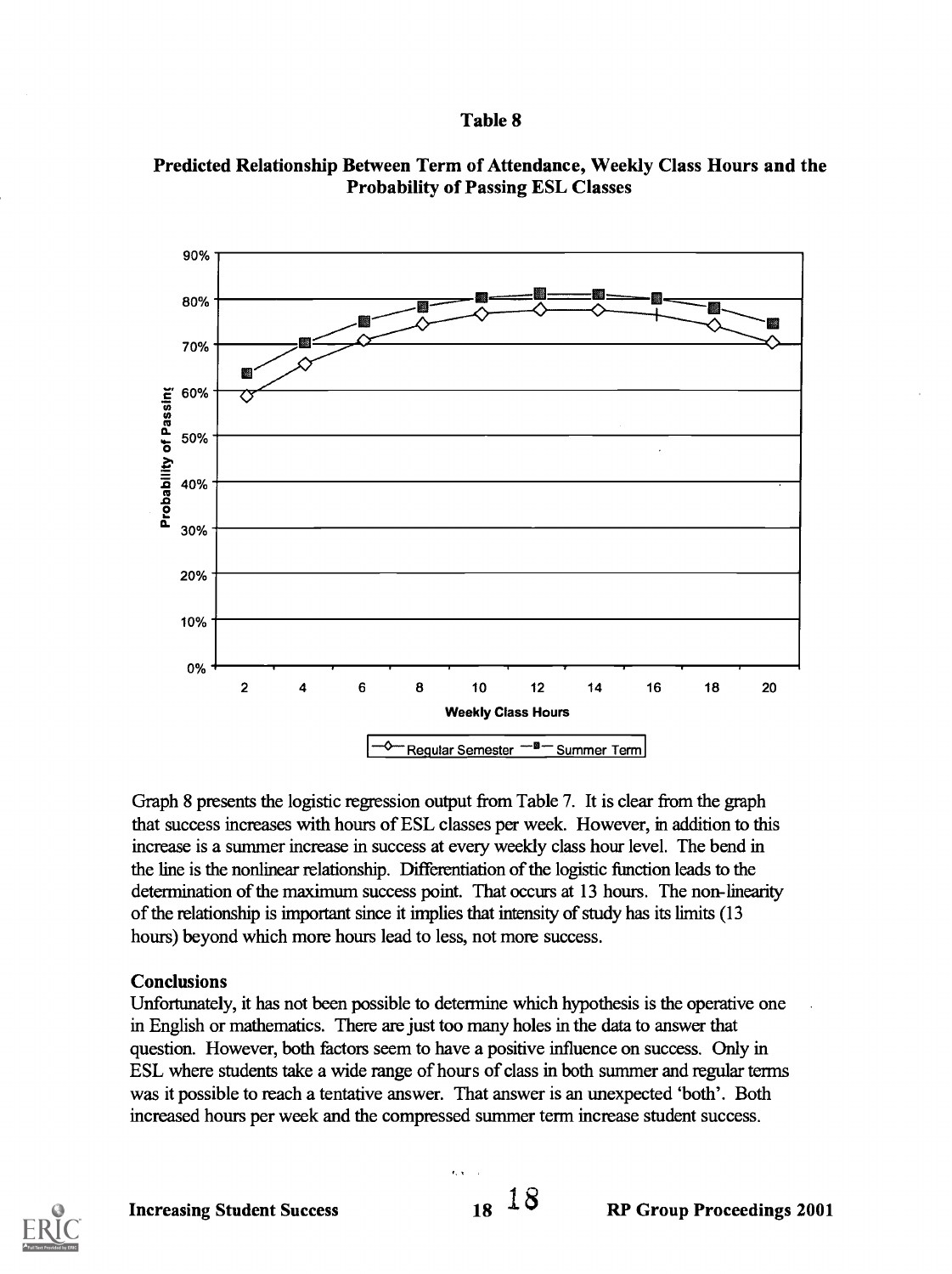## Table 8

### Predicted Relationship Between Term of Attendance, Weekly Class Hours and the Probability of Passing ESL Classes

Graph 8 presents the logistic regression output from Table 7. It is clear from the graph that success increases with hours of ESL classes per week. However, in addition to this increase is a summer increase in success at every weekly class hour level. The bend in the line is the nonlinear relationship. Differentiation of the logistic function leads to the determination of the maximum success point. That occurs at 13 hours. The non-linearity of the relationship is important since it implies that intensity of study has its limits (13 hours) beyond which more hours lead to less, not more success.

### Conclusions

Unfortunately, it has not been possible to determine which hypothesis is the operative one in English or mathematics. There are just too many holes in the data to answer that question. However, both factors seem to have a positive influence on success. Only in ESL where students take a wide range of hours of class in both summer and regular terms was it possible to reach a tentative answer. That answer is an unexpected 'both'. Both increased hours per week and the compressed summer term increase student success.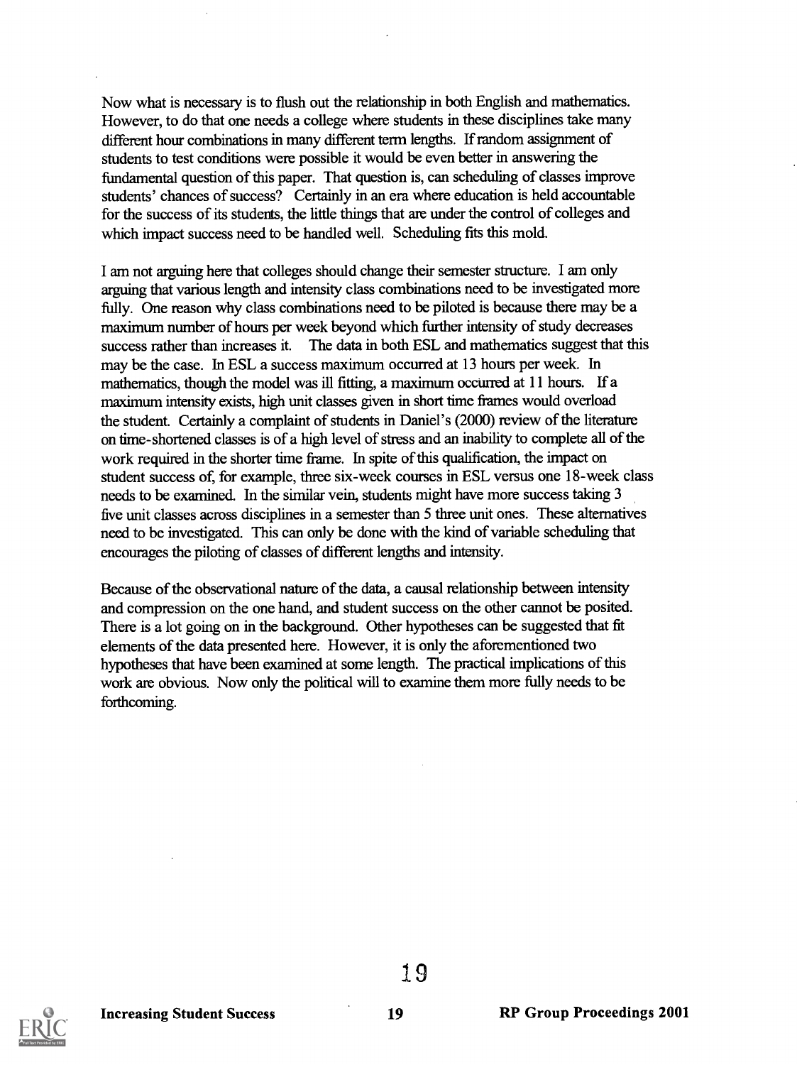Now what is necessary is to flush out the relationship in both English and mathematics. However, to do that one needs a college where students in these disciplines take many different hour combinations in many different term lengths. If random assignment of students to test conditions were possible it would be even better in answering the fundamental question of this paper. That question is, can scheduling of classes improve students' chances of success? Certainly in an era where education is held accountable for the success of its students, the little things that are under the control of colleges and which impact success need to be handled well. Scheduling fits this mold.

I am not arguing here that colleges should change their semester structure. I am only arguing that various length and intensity class combinations need to be investigated more fully. One reason why class combinations need to be piloted is because there may be a maximum number of hours per week beyond which further intensity of study decreases success rather than increases it. The data in both ESL and mathematics suggest that this may be the case. In ESL a success maximum occurred at 13 hours per week. In mathematics, though the model was ill fitting, a maximum occurred at 11 hours. If a maximum intensity exists, high unit classes given in short time frames would overload the student. Certainly a complaint of students in Daniel's (2000) review of the literature on time-shortened classes is of a high level of stress and an inability to complete all of the work required in the shorter time frame. In spite of this qualification, the impact on student success of, for example, three six-week courses in ESL versus one 18-week class needs to be examined. In the similar vein, students might have more success taking 3 five unit classes across disciplines in a semester than 5 three unit ones. These alternatives need to be investigated. This can only be done with the kind of variable scheduling that encourages the piloting of classes of different lengths and intensity.

Because of the observational nature of the data, a causal relationship between intensity and compression on the one hand, and student success on the other cannot be posited. There is a lot going on in the background. Other hypotheses can be suggested that fit elements of the data presented here. However, it is only the aforementioned two hypotheses that have been examined at some length. The practical implications of this work are obvious. Now only the political will to examine them more fully needs to be forthcoming.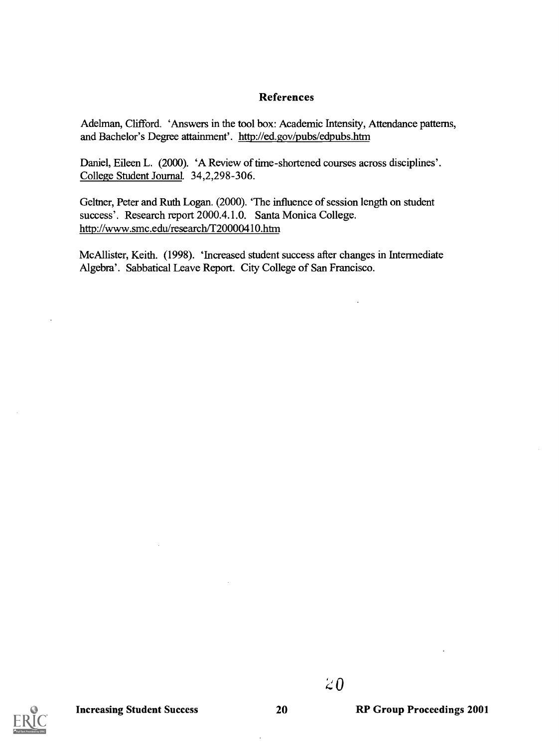### References

Adelman, Clifford. 'Answers in the tool box: Academic Intensity, Attendance patterns, and Bachelor's Degree attainment'. http://ed.gov/pubs/edpubs.htm

Daniel, Eileen L. (2000). 'A Review of time-shortened courses across disciplines'. College Student Journal. 34,2,298-306.

Geltner, Peter and Ruth Logan. (2000). 'The influence of session length on student success'. Research report 2000.4.1.0. Santa Monica College. http://www.smc.edu/research/T20000410.htm

McAllister, Keith. (1998). 'Increased student success after changes in Intermediate Algebra'. Sabbatical Leave Report. City College of San Francisco.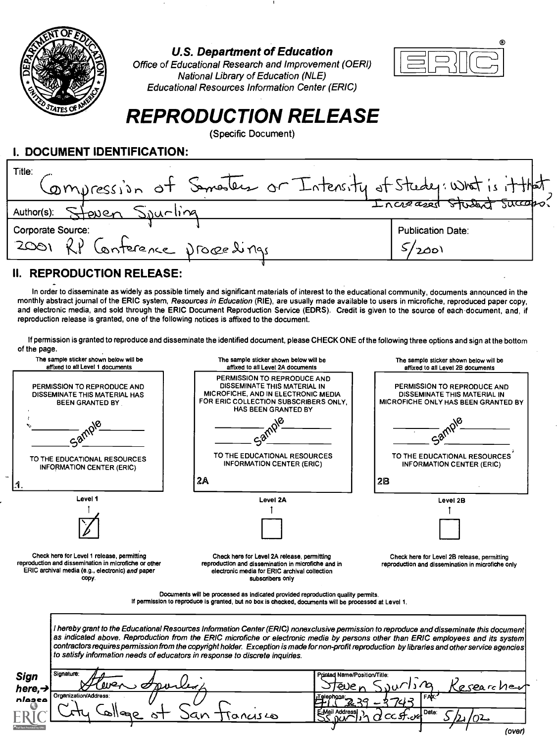**U.S. Department of Education**
*Office of Educational Research and Improvement (OERI)*
*National Library of Education (NLE)*
*Educational Resources Information Center (ERIC)*

# REPRODUCTION RELEASE

(Specific Document)

## I. DOCUMENT IDENTIFICATION:

| | |
|---|---|
| Title: Compression of Semesters or Intensity of Study: What is it that Increased Student Success? | |
| Author(s): Steven Spurling | |
| Corporate Source: 2001 RP Conference proceedings | Publication Date: 5/2001 |

## II. REPRODUCTION RELEASE:

In order to disseminate as widely as possible timely and significant materials of interest to the educational community, documents announced in the monthly abstract journal of the ERIC system, *Resources in Education* (RIE), are usually made available to users in microfiche, reproduced paper copy, and electronic media, and sold through the ERIC Document Reproduction Service (EDRS). Credit is given to the source of each document, and, if reproduction release is granted, one of the following notices is affixed to the document.

If permission is granted to reproduce and disseminate the identified document, please CHECK ONE of the following three options and sign at the bottom of the page.

| The sample sticker shown below will be affixed to all Level 1 documents | The sample sticker shown below will be affixed to all Level 2A documents | The sample sticker shown below will be affixed to all Level 2B documents |
|---|---|---|
| PERMISSION TO REPRODUCE AND DISSEMINATE THIS MATERIAL HAS BEEN GRANTED BY ___ sample ___ TO THE EDUCATIONAL RESOURCES INFORMATION CENTER (ERIC) | PERMISSION TO REPRODUCE AND DISSEMINATE THIS MATERIAL IN MICROFICHE, AND IN ELECTRONIC MEDIA FOR ERIC COLLECTION SUBSCRIBERS ONLY, HAS BEEN GRANTED BY ___ sample ___ TO THE EDUCATIONAL RESOURCES INFORMATION CENTER (ERIC) | PERMISSION TO REPRODUCE AND DISSEMINATE THIS MATERIAL IN MICROFICHE ONLY HAS BEEN GRANTED BY ___ sample ___ TO THE EDUCATIONAL RESOURCES INFORMATION CENTER (ERIC) |
| 1 | 2A | 2B |
| Level 1 | Level 2A | Level 2B |
| [✓] | [ ] | [ ] |
| Check here for Level 1 release, permitting reproduction and dissemination in microfiche or other ERIC archival media (e.g., electronic) *and* paper copy. | Check here for Level 2A release, permitting reproduction and dissemination in microfiche and in electronic media for ERIC archival collection subscribers only | Check here for Level 2B release, permitting reproduction and dissemination in microfiche only |

Documents will be processed as indicated provided reproduction quality permits.
If permission to reproduce is granted, but no box is checked, documents will be processed at Level 1.

*I hereby grant to the Educational Resources Information Center (ERIC) nonexclusive permission to reproduce and disseminate this document as indicated above. Reproduction from the ERIC microfiche or electronic media by persons other than ERIC employees and its system contractors requires permission from the copyright holder. Exception is made for non-profit reproduction by libraries and other service agencies to satisfy information needs of educators in response to discrete inquiries.*

**Sign here, → please**

| | |
|---|---|
| Signature: Steven Spurling | Printed Name/Position/Title: Steven Spurling, Researcher |
| Organization/Address: City College of San Francisco | Telephone: 415 239-3743 | FAX: |
| | E-Mail Address: sspurlin@ccsf.edu | Date: 5/21/02 |

(over)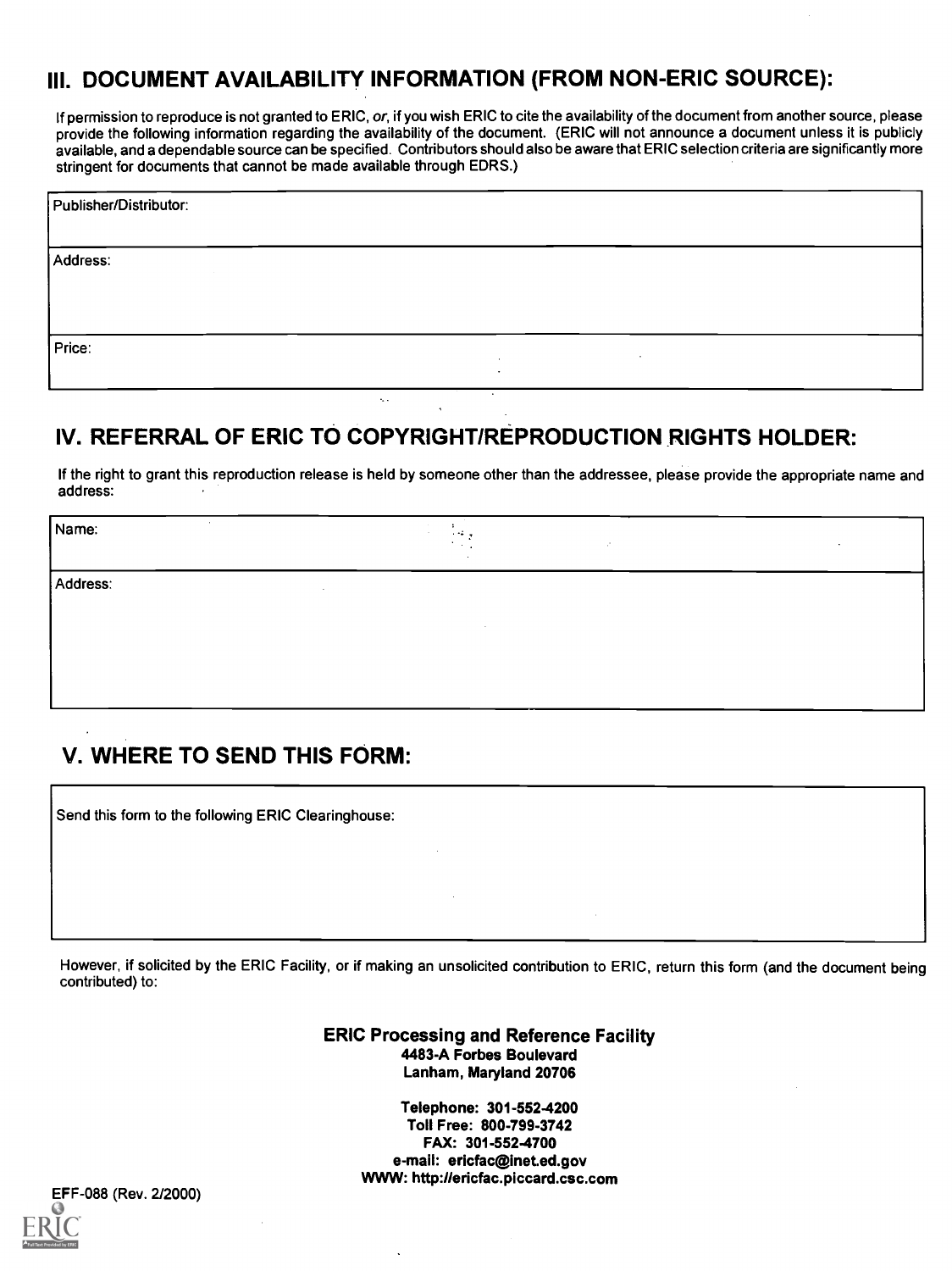## III. DOCUMENT AVAILABILITY INFORMATION (FROM NON-ERIC SOURCE):

If permission to reproduce is not granted to ERIC, *or*, if you wish ERIC to cite the availability of the document from another source, please provide the following information regarding the availability of the document. (ERIC will not announce a document unless it is publicly available, and a dependable source can be specified. Contributors should also be aware that ERIC selection criteria are significantly more stringent for documents that cannot be made available through EDRS.)

| |
|---|
| Publisher/Distributor: |
| Address: |
| Price: |

## IV. REFERRAL OF ERIC TO COPYRIGHT/REPRODUCTION RIGHTS HOLDER:

If the right to grant this reproduction release is held by someone other than the addressee, please provide the appropriate name and address:

| |
|---|
| Name: |
| Address: |

## V. WHERE TO SEND THIS FORM:

| |
|---|
| Send this form to the following ERIC Clearinghouse: |

However, if solicited by the ERIC Facility, or if making an unsolicited contribution to ERIC, return this form (and the document being contributed) to:

**ERIC Processing and Reference Facility**
**4483-A Forbes Boulevard**
**Lanham, Maryland 20706**

**Telephone: 301-552-4200**
**Toll Free: 800-799-3742**
**FAX: 301-552-4700**
**e-mail: ericfac@inet.ed.gov**
**WWW: http://ericfac.piccard.csc.com**

EFF-088 (Rev. 2/2000)